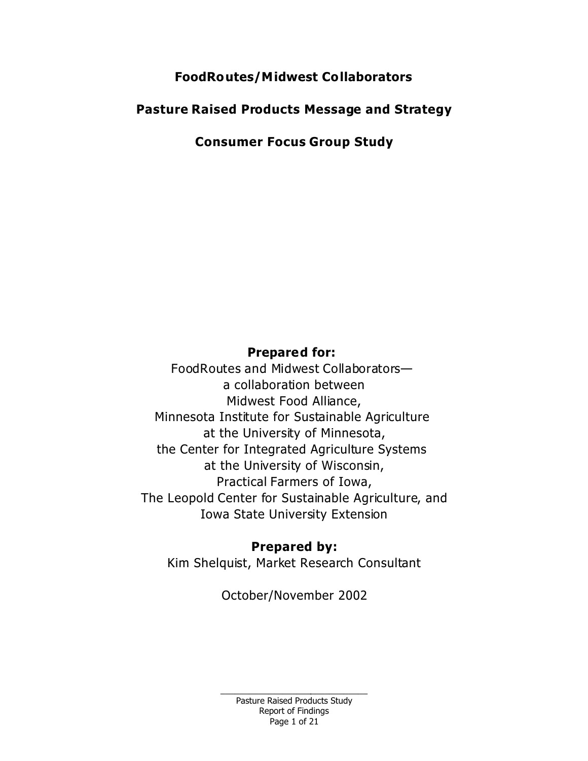# FoodRoutes/Midwest Collaborators

# Pasture Raised Products Message and Strategy

# Consumer Focus Group Study

**Prepared for:**

FoodRoutes and Midwest Collaborators—
a collaboration between
Midwest Food Alliance,
Minnesota Institute for Sustainable Agriculture
at the University of Minnesota,
the Center for Integrated Agriculture Systems
at the University of Wisconsin,
Practical Farmers of Iowa,
The Leopold Center for Sustainable Agriculture, and
Iowa State University Extension

**Prepared by:**

Kim Shelquist, Market Research Consultant

October/November 2002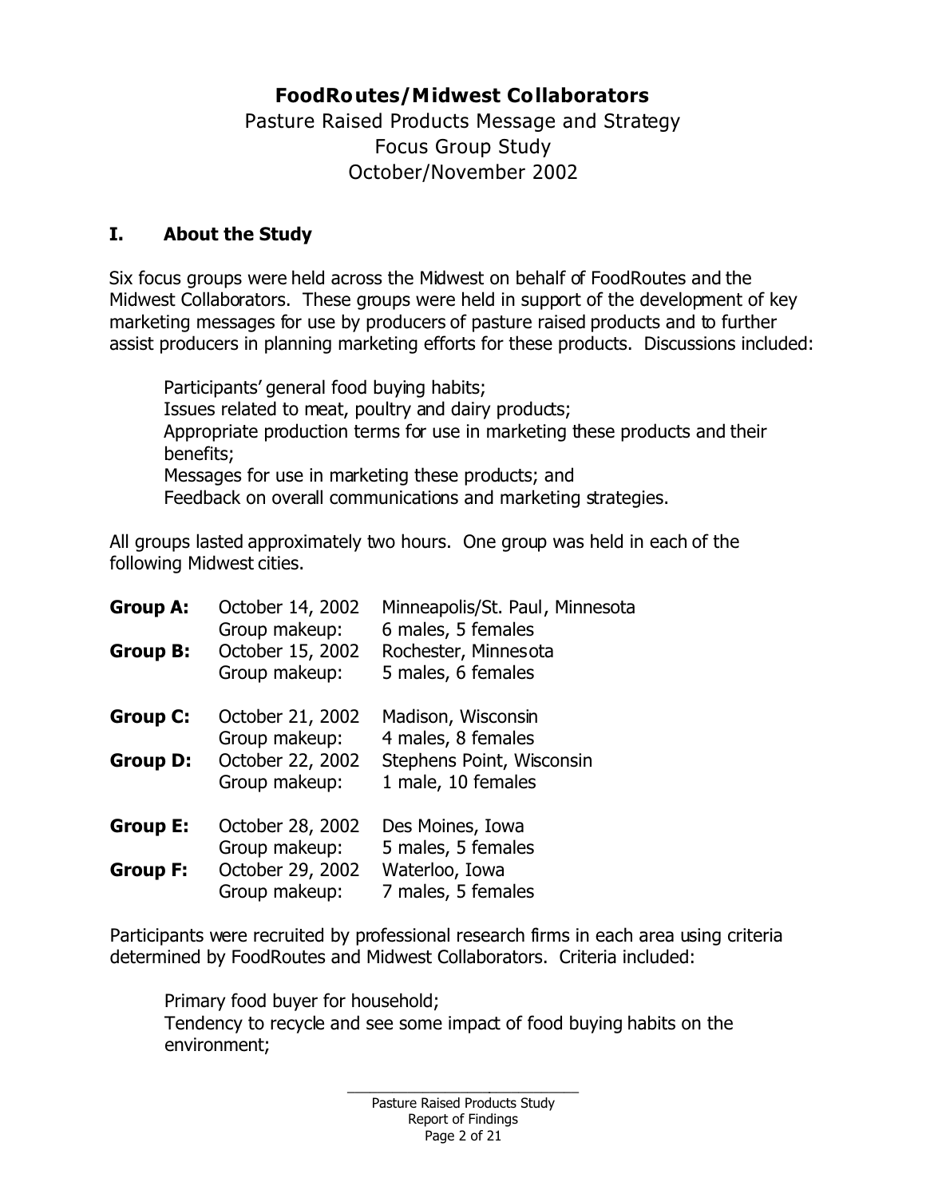## FoodRoutes/Midwest Collaborators

Pasture Raised Products Message and Strategy
Focus Group Study
October/November 2002

## I. About the Study

Six focus groups were held across the Midwest on behalf of FoodRoutes and the Midwest Collaborators. These groups were held in support of the development of key marketing messages for use by producers of pasture raised products and to further assist producers in planning marketing efforts for these products. Discussions included:

- Participants' general food buying habits;
- Issues related to meat, poultry and dairy products;
- Appropriate production terms for use in marketing these products and their benefits;
- Messages for use in marketing these products; and
- Feedback on overall communications and marketing strategies.

All groups lasted approximately two hours. One group was held in each of the following Midwest cities.

| | | |
|---|---|---|
| **Group A:** | October 14, 2002 | Minneapolis/St. Paul, Minnesota |
| | Group makeup: | 6 males, 5 females |
| **Group B:** | October 15, 2002 | Rochester, Minnesota |
| | Group makeup: | 5 males, 6 females |
| **Group C:** | October 21, 2002 | Madison, Wisconsin |
| | Group makeup: | 4 males, 8 females |
| **Group D:** | October 22, 2002 | Stephens Point, Wisconsin |
| | Group makeup: | 1 male, 10 females |
| **Group E:** | October 28, 2002 | Des Moines, Iowa |
| | Group makeup: | 5 males, 5 females |
| **Group F:** | October 29, 2002 | Waterloo, Iowa |
| | Group makeup: | 7 males, 5 females |

Participants were recruited by professional research firms in each area using criteria determined by FoodRoutes and Midwest Collaborators. Criteria included:

- Primary food buyer for household;
- Tendency to recycle and see some impact of food buying habits on the environment;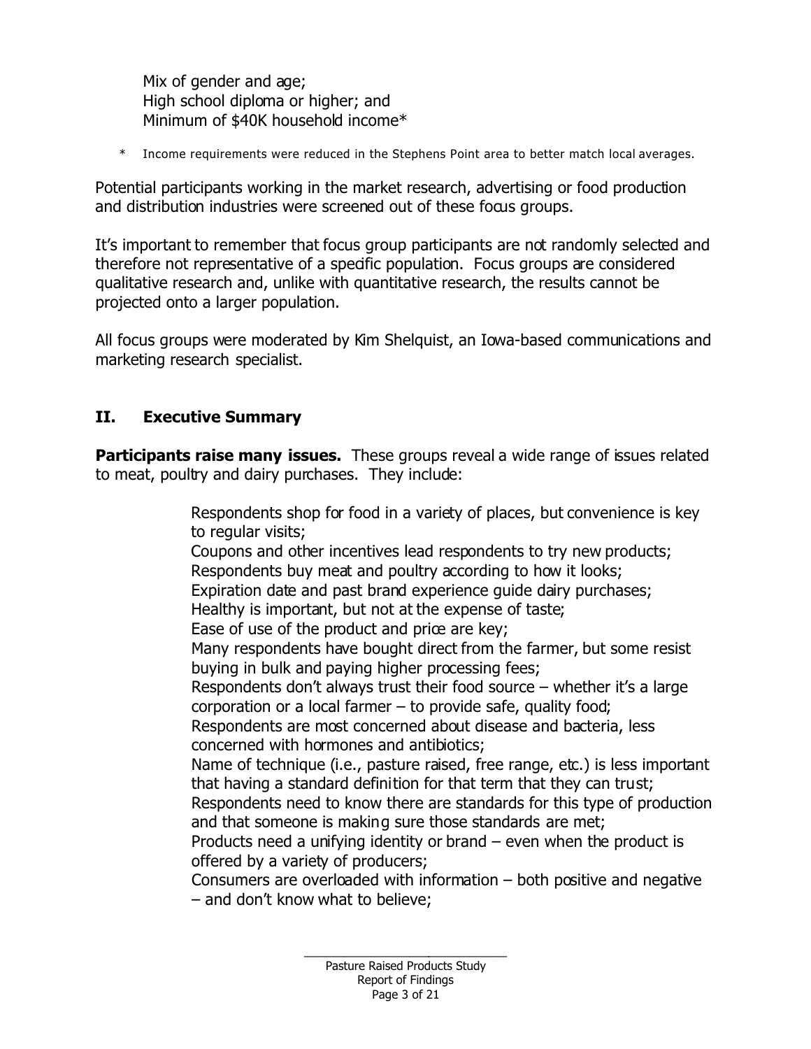- Mix of gender and age;
- High school diploma or higher; and
- Minimum of $40K household income*

\* Income requirements were reduced in the Stephens Point area to better match local averages.

Potential participants working in the market research, advertising or food production and distribution industries were screened out of these focus groups.

It's important to remember that focus group participants are not randomly selected and therefore not representative of a specific population. Focus groups are considered qualitative research and, unlike with quantitative research, the results cannot be projected onto a larger population.

All focus groups were moderated by Kim Shelquist, an Iowa-based communications and marketing research specialist.

## II. Executive Summary

**Participants raise many issues.** These groups reveal a wide range of issues related to meat, poultry and dairy purchases. They include:

- Respondents shop for food in a variety of places, but convenience is key to regular visits;
- Coupons and other incentives lead respondents to try new products;
- Respondents buy meat and poultry according to how it looks;
- Expiration date and past brand experience guide dairy purchases;
- Healthy is important, but not at the expense of taste;
- Ease of use of the product and price are key;
- Many respondents have bought direct from the farmer, but some resist buying in bulk and paying higher processing fees;
- Respondents don't always trust their food source – whether it's a large corporation or a local farmer – to provide safe, quality food;
- Respondents are most concerned about disease and bacteria, less concerned with hormones and antibiotics;
- Name of technique (i.e., pasture raised, free range, etc.) is less important that having a standard definition for that term that they can trust;
- Respondents need to know there are standards for this type of production and that someone is making sure those standards are met;
- Products need a unifying identity or brand – even when the product is offered by a variety of producers;
- Consumers are overloaded with information – both positive and negative – and don't know what to believe;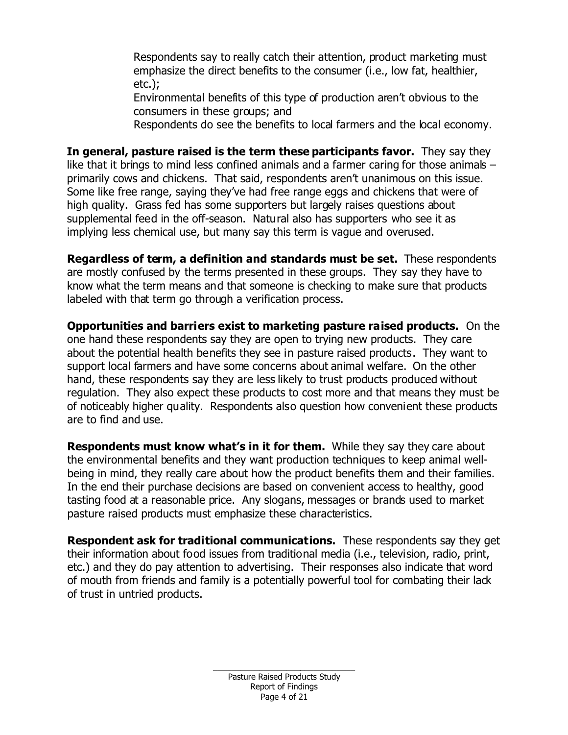Respondents say to really catch their attention, product marketing must emphasize the direct benefits to the consumer (i.e., low fat, healthier, etc.);

Environmental benefits of this type of production aren't obvious to the consumers in these groups; and

Respondents do see the benefits to local farmers and the local economy.

**In general, pasture raised is the term these participants favor.** They say they like that it brings to mind less confined animals and a farmer caring for those animals – primarily cows and chickens. That said, respondents aren't unanimous on this issue. Some like free range, saying they've had free range eggs and chickens that were of high quality. Grass fed has some supporters but largely raises questions about supplemental feed in the off-season. Natural also has supporters who see it as implying less chemical use, but many say this term is vague and overused.

**Regardless of term, a definition and standards must be set.** These respondents are mostly confused by the terms presented in these groups. They say they have to know what the term means and that someone is checking to make sure that products labeled with that term go through a verification process.

**Opportunities and barriers exist to marketing pasture raised products.** On the one hand these respondents say they are open to trying new products. They care about the potential health benefits they see in pasture raised products. They want to support local farmers and have some concerns about animal welfare. On the other hand, these respondents say they are less likely to trust products produced without regulation. They also expect these products to cost more and that means they must be of noticeably higher quality. Respondents also question how convenient these products are to find and use.

**Respondents must know what's in it for them.** While they say they care about the environmental benefits and they want production techniques to keep animal well-being in mind, they really care about how the product benefits them and their families. In the end their purchase decisions are based on convenient access to healthy, good tasting food at a reasonable price. Any slogans, messages or brands used to market pasture raised products must emphasize these characteristics.

**Respondent ask for traditional communications.** These respondents say they get their information about food issues from traditional media (i.e., television, radio, print, etc.) and they do pay attention to advertising. Their responses also indicate that word of mouth from friends and family is a potentially powerful tool for combating their lack of trust in untried products.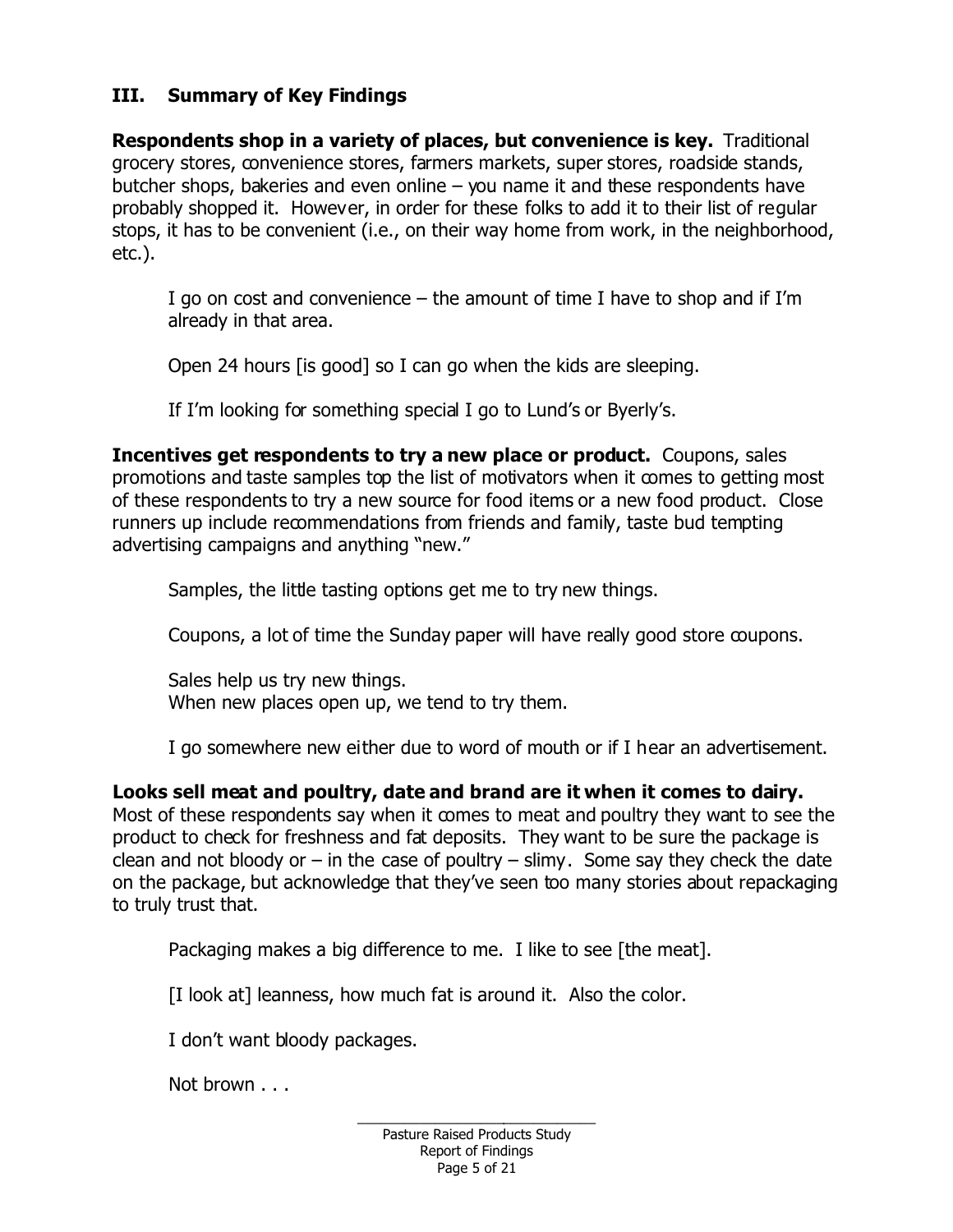## III. Summary of Key Findings

**Respondents shop in a variety of places, but convenience is key.** Traditional grocery stores, convenience stores, farmers markets, super stores, roadside stands, butcher shops, bakeries and even online – you name it and these respondents have probably shopped it. However, in order for these folks to add it to their list of regular stops, it has to be convenient (i.e., on their way home from work, in the neighborhood, etc.).

> I go on cost and convenience – the amount of time I have to shop and if I'm already in that area.
>
> Open 24 hours [is good] so I can go when the kids are sleeping.
>
> If I'm looking for something special I go to Lund's or Byerly's.

**Incentives get respondents to try a new place or product.** Coupons, sales promotions and taste samples top the list of motivators when it comes to getting most of these respondents to try a new source for food items or a new food product. Close runners up include recommendations from friends and family, taste bud tempting advertising campaigns and anything "new."

> Samples, the little tasting options get me to try new things.
>
> Coupons, a lot of time the Sunday paper will have really good store coupons.
>
> Sales help us try new things.
> When new places open up, we tend to try them.
>
> I go somewhere new either due to word of mouth or if I hear an advertisement.

**Looks sell meat and poultry, date and brand are it when it comes to dairy.** Most of these respondents say when it comes to meat and poultry they want to see the product to check for freshness and fat deposits. They want to be sure the package is clean and not bloody or – in the case of poultry – slimy. Some say they check the date on the package, but acknowledge that they've seen too many stories about repackaging to truly trust that.

> Packaging makes a big difference to me. I like to see [the meat].
>
> [I look at] leanness, how much fat is around it. Also the color.
>
> I don't want bloody packages.
>
> Not brown . . .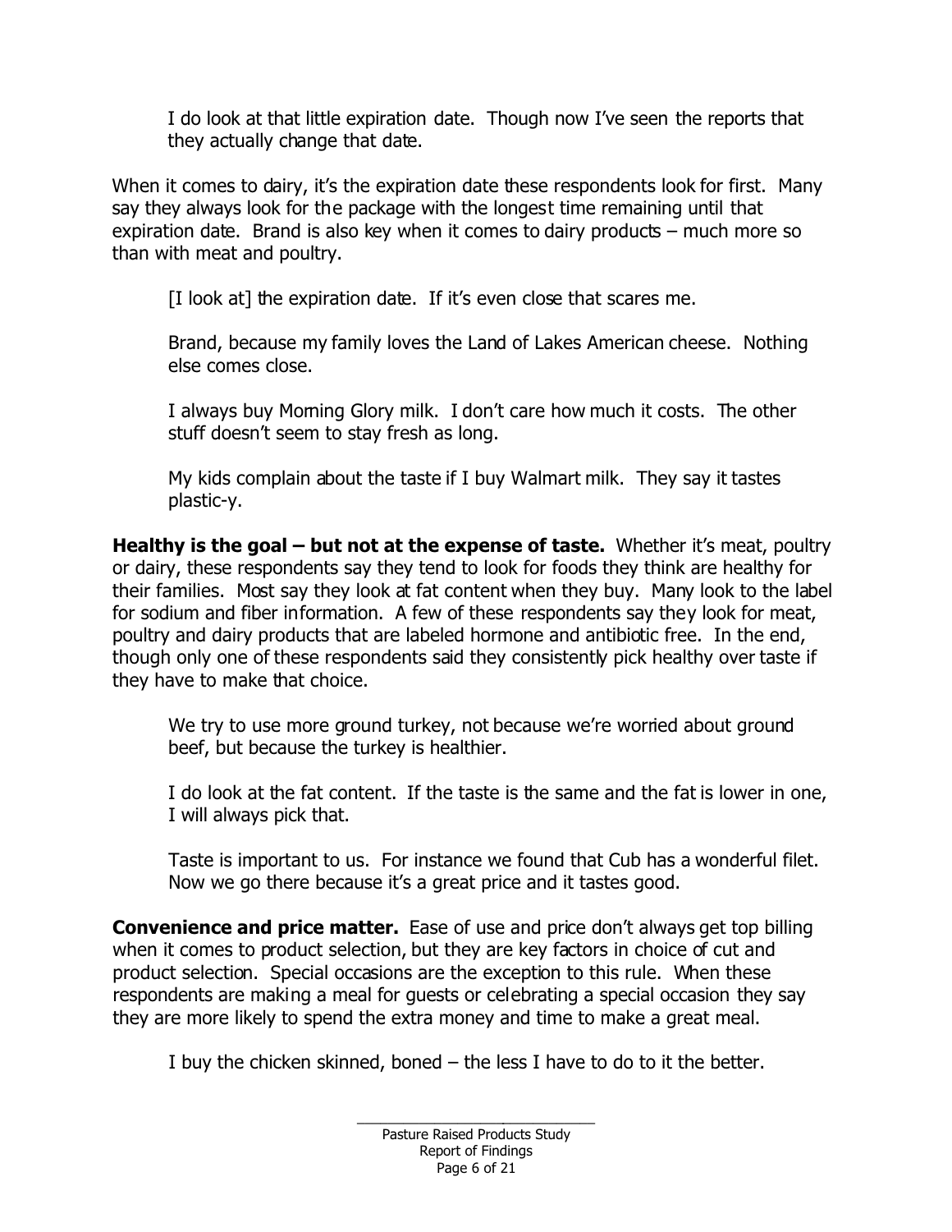I do look at that little expiration date. Though now I've seen the reports that they actually change that date.

When it comes to dairy, it's the expiration date these respondents look for first. Many say they always look for the package with the longest time remaining until that expiration date. Brand is also key when it comes to dairy products – much more so than with meat and poultry.

> [I look at] the expiration date. If it's even close that scares me.
>
> Brand, because my family loves the Land of Lakes American cheese. Nothing else comes close.
>
> I always buy Morning Glory milk. I don't care how much it costs. The other stuff doesn't seem to stay fresh as long.
>
> My kids complain about the taste if I buy Walmart milk. They say it tastes plastic-y.

**Healthy is the goal – but not at the expense of taste.** Whether it's meat, poultry or dairy, these respondents say they tend to look for foods they think are healthy for their families. Most say they look at fat content when they buy. Many look to the label for sodium and fiber information. A few of these respondents say they look for meat, poultry and dairy products that are labeled hormone and antibiotic free. In the end, though only one of these respondents said they consistently pick healthy over taste if they have to make that choice.

> We try to use more ground turkey, not because we're worried about ground beef, but because the turkey is healthier.
>
> I do look at the fat content. If the taste is the same and the fat is lower in one, I will always pick that.
>
> Taste is important to us. For instance we found that Cub has a wonderful filet. Now we go there because it's a great price and it tastes good.

**Convenience and price matter.** Ease of use and price don't always get top billing when it comes to product selection, but they are key factors in choice of cut and product selection. Special occasions are the exception to this rule. When these respondents are making a meal for guests or celebrating a special occasion they say they are more likely to spend the extra money and time to make a great meal.

> I buy the chicken skinned, boned – the less I have to do to it the better.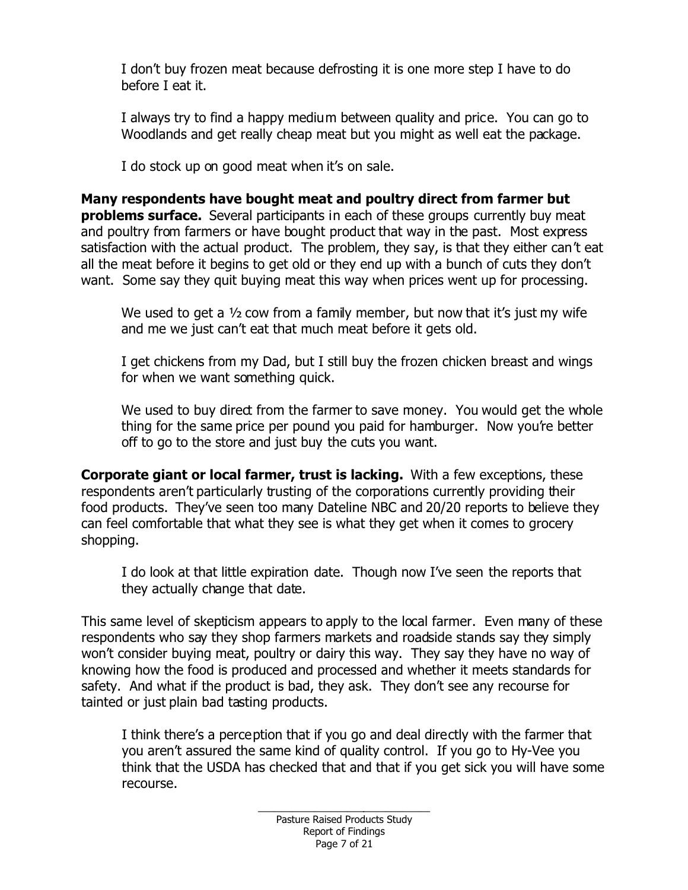I don't buy frozen meat because defrosting it is one more step I have to do before I eat it.

I always try to find a happy medium between quality and price. You can go to Woodlands and get really cheap meat but you might as well eat the package.

I do stock up on good meat when it's on sale.

**Many respondents have bought meat and poultry direct from farmer but problems surface.** Several participants in each of these groups currently buy meat and poultry from farmers or have bought product that way in the past. Most express satisfaction with the actual product. The problem, they say, is that they either can't eat all the meat before it begins to get old or they end up with a bunch of cuts they don't want. Some say they quit buying meat this way when prices went up for processing.

We used to get a ½ cow from a family member, but now that it's just my wife and me we just can't eat that much meat before it gets old.

I get chickens from my Dad, but I still buy the frozen chicken breast and wings for when we want something quick.

We used to buy direct from the farmer to save money. You would get the whole thing for the same price per pound you paid for hamburger. Now you're better off to go to the store and just buy the cuts you want.

**Corporate giant or local farmer, trust is lacking.** With a few exceptions, these respondents aren't particularly trusting of the corporations currently providing their food products. They've seen too many Dateline NBC and 20/20 reports to believe they can feel comfortable that what they see is what they get when it comes to grocery shopping.

I do look at that little expiration date. Though now I've seen the reports that they actually change that date.

This same level of skepticism appears to apply to the local farmer. Even many of these respondents who say they shop farmers markets and roadside stands say they simply won't consider buying meat, poultry or dairy this way. They say they have no way of knowing how the food is produced and processed and whether it meets standards for safety. And what if the product is bad, they ask. They don't see any recourse for tainted or just plain bad tasting products.

I think there's a perception that if you go and deal directly with the farmer that you aren't assured the same kind of quality control. If you go to Hy-Vee you think that the USDA has checked that and that if you get sick you will have some recourse.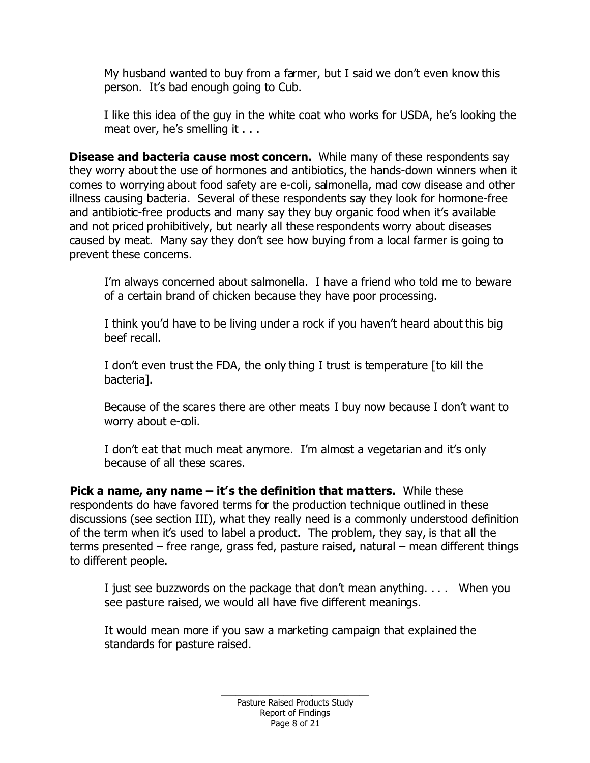My husband wanted to buy from a farmer, but I said we don't even know this person. It's bad enough going to Cub.

I like this idea of the guy in the white coat who works for USDA, he's looking the meat over, he's smelling it . . .

**Disease and bacteria cause most concern.** While many of these respondents say they worry about the use of hormones and antibiotics, the hands-down winners when it comes to worrying about food safety are e-coli, salmonella, mad cow disease and other illness causing bacteria. Several of these respondents say they look for hormone-free and antibiotic-free products and many say they buy organic food when it's available and not priced prohibitively, but nearly all these respondents worry about diseases caused by meat. Many say they don't see how buying from a local farmer is going to prevent these concerns.

I'm always concerned about salmonella. I have a friend who told me to beware of a certain brand of chicken because they have poor processing.

I think you'd have to be living under a rock if you haven't heard about this big beef recall.

I don't even trust the FDA, the only thing I trust is temperature [to kill the bacteria].

Because of the scares there are other meats I buy now because I don't want to worry about e-coli.

I don't eat that much meat anymore. I'm almost a vegetarian and it's only because of all these scares.

**Pick a name, any name – it's the definition that matters.** While these respondents do have favored terms for the production technique outlined in these discussions (see section III), what they really need is a commonly understood definition of the term when it's used to label a product. The problem, they say, is that all the terms presented – free range, grass fed, pasture raised, natural – mean different things to different people.

I just see buzzwords on the package that don't mean anything. . . . When you see pasture raised, we would all have five different meanings.

It would mean more if you saw a marketing campaign that explained the standards for pasture raised.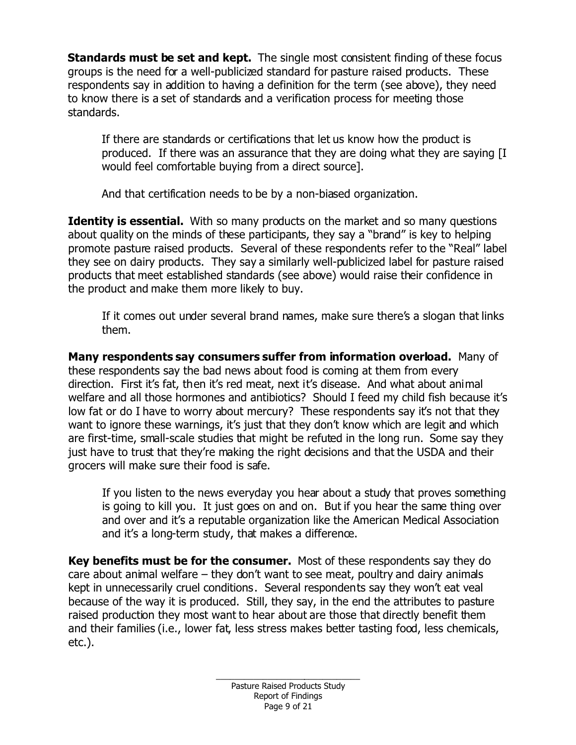**Standards must be set and kept.** The single most consistent finding of these focus groups is the need for a well-publicized standard for pasture raised products. These respondents say in addition to having a definition for the term (see above), they need to know there is a set of standards and a verification process for meeting those standards.

> If there are standards or certifications that let us know how the product is produced. If there was an assurance that they are doing what they are saying [I would feel comfortable buying from a direct source].
>
> And that certification needs to be by a non-biased organization.

**Identity is essential.** With so many products on the market and so many questions about quality on the minds of these participants, they say a "brand" is key to helping promote pasture raised products. Several of these respondents refer to the "Real" label they see on dairy products. They say a similarly well-publicized label for pasture raised products that meet established standards (see above) would raise their confidence in the product and make them more likely to buy.

> If it comes out under several brand names, make sure there's a slogan that links them.

**Many respondents say consumers suffer from information overload.** Many of these respondents say the bad news about food is coming at them from every direction. First it's fat, then it's red meat, next it's disease. And what about animal welfare and all those hormones and antibiotics? Should I feed my child fish because it's low fat or do I have to worry about mercury? These respondents say it's not that they want to ignore these warnings, it's just that they don't know which are legit and which are first-time, small-scale studies that might be refuted in the long run. Some say they just have to trust that they're making the right decisions and that the USDA and their grocers will make sure their food is safe.

> If you listen to the news everyday you hear about a study that proves something is going to kill you. It just goes on and on. But if you hear the same thing over and over and it's a reputable organization like the American Medical Association and it's a long-term study, that makes a difference.

**Key benefits must be for the consumer.** Most of these respondents say they do care about animal welfare – they don't want to see meat, poultry and dairy animals kept in unnecessarily cruel conditions. Several respondents say they won't eat veal because of the way it is produced. Still, they say, in the end the attributes to pasture raised production they most want to hear about are those that directly benefit them and their families (i.e., lower fat, less stress makes better tasting food, less chemicals, etc.).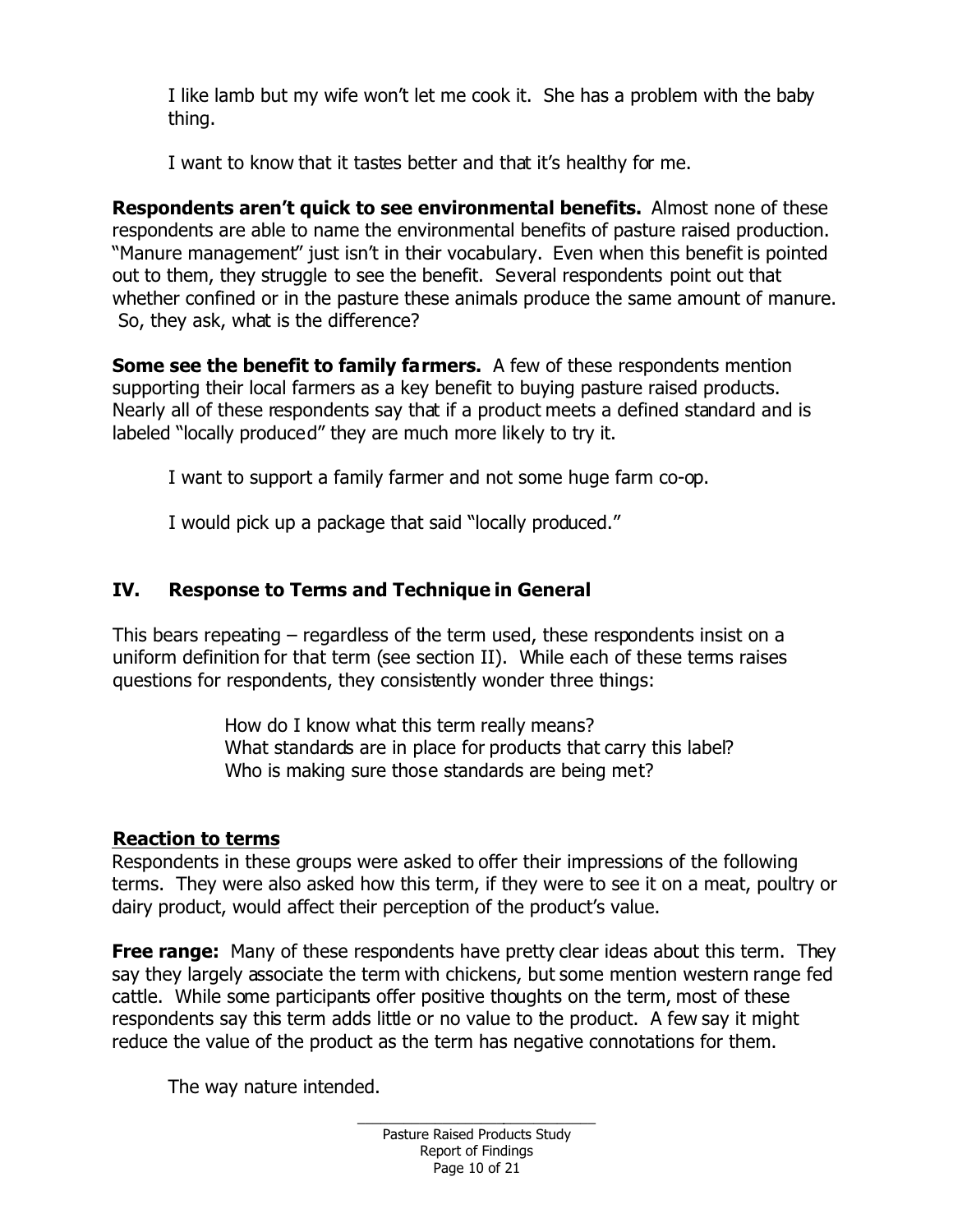I like lamb but my wife won't let me cook it. She has a problem with the baby thing.

I want to know that it tastes better and that it's healthy for me.

**Respondents aren't quick to see environmental benefits.** Almost none of these respondents are able to name the environmental benefits of pasture raised production. "Manure management" just isn't in their vocabulary. Even when this benefit is pointed out to them, they struggle to see the benefit. Several respondents point out that whether confined or in the pasture these animals produce the same amount of manure. So, they ask, what is the difference?

**Some see the benefit to family farmers.** A few of these respondents mention supporting their local farmers as a key benefit to buying pasture raised products. Nearly all of these respondents say that if a product meets a defined standard and is labeled "locally produced" they are much more likely to try it.

I want to support a family farmer and not some huge farm co-op.

I would pick up a package that said "locally produced."

## IV. Response to Terms and Technique in General

This bears repeating – regardless of the term used, these respondents insist on a uniform definition for that term (see section II). While each of these terms raises questions for respondents, they consistently wonder three things:

How do I know what this term really means?
What standards are in place for products that carry this label?
Who is making sure those standards are being met?

### Reaction to terms

Respondents in these groups were asked to offer their impressions of the following terms. They were also asked how this term, if they were to see it on a meat, poultry or dairy product, would affect their perception of the product's value.

**Free range:** Many of these respondents have pretty clear ideas about this term. They say they largely associate the term with chickens, but some mention western range fed cattle. While some participants offer positive thoughts on the term, most of these respondents say this term adds little or no value to the product. A few say it might reduce the value of the product as the term has negative connotations for them.

The way nature intended.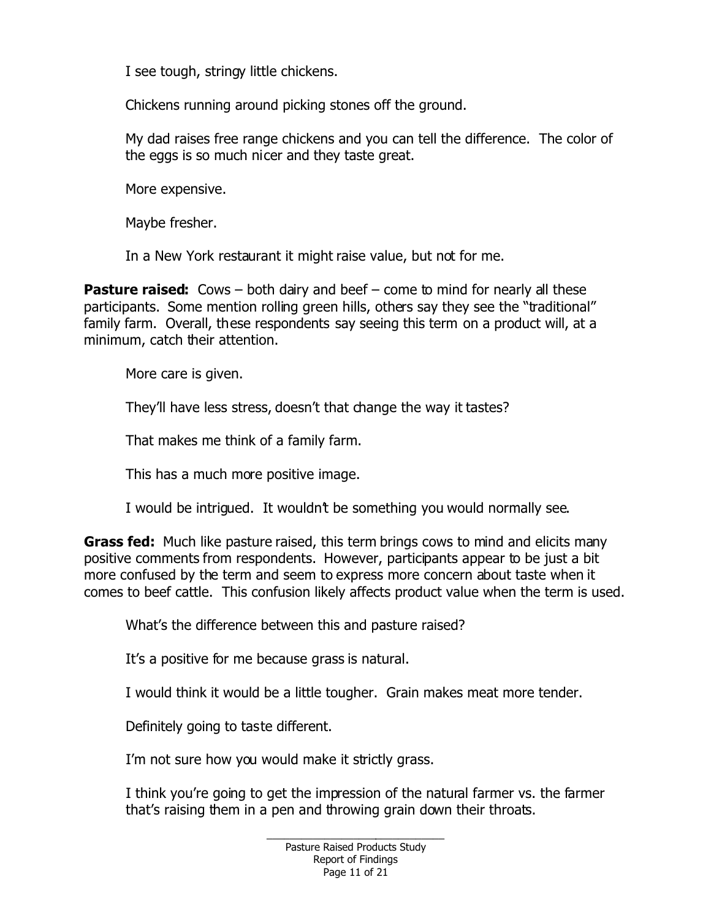I see tough, stringy little chickens.

Chickens running around picking stones off the ground.

My dad raises free range chickens and you can tell the difference. The color of the eggs is so much nicer and they taste great.

More expensive.

Maybe fresher.

In a New York restaurant it might raise value, but not for me.

**Pasture raised:** Cows – both dairy and beef – come to mind for nearly all these participants. Some mention rolling green hills, others say they see the "traditional" family farm. Overall, these respondents say seeing this term on a product will, at a minimum, catch their attention.

More care is given.

They'll have less stress, doesn't that change the way it tastes?

That makes me think of a family farm.

This has a much more positive image.

I would be intrigued. It wouldn't be something you would normally see.

**Grass fed:** Much like pasture raised, this term brings cows to mind and elicits many positive comments from respondents. However, participants appear to be just a bit more confused by the term and seem to express more concern about taste when it comes to beef cattle. This confusion likely affects product value when the term is used.

What's the difference between this and pasture raised?

It's a positive for me because grass is natural.

I would think it would be a little tougher. Grain makes meat more tender.

Definitely going to taste different.

I'm not sure how you would make it strictly grass.

I think you're going to get the impression of the natural farmer vs. the farmer that's raising them in a pen and throwing grain down their throats.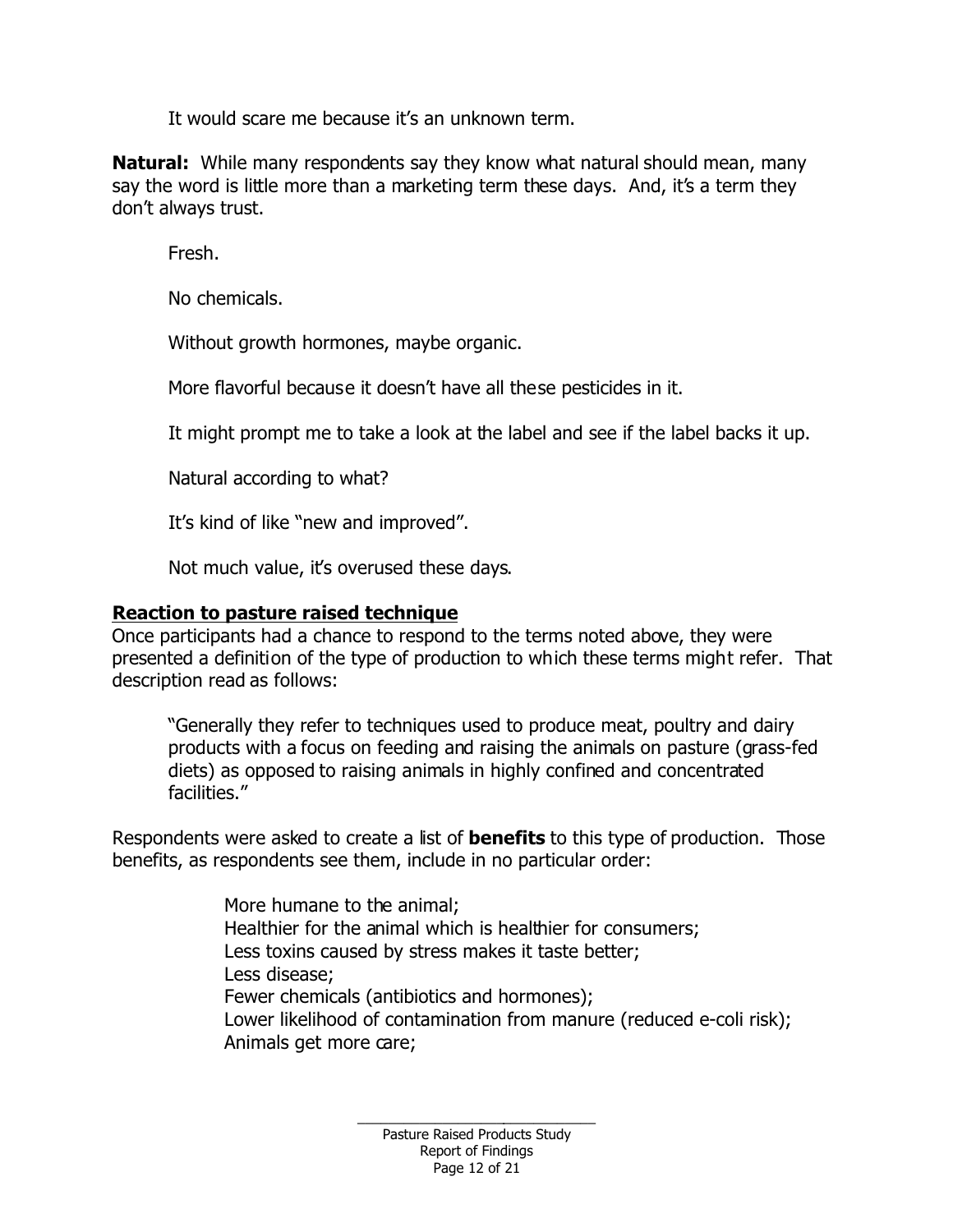It would scare me because it's an unknown term.

**Natural:** While many respondents say they know what natural should mean, many say the word is little more than a marketing term these days. And, it's a term they don't always trust.

Fresh.

No chemicals.

Without growth hormones, maybe organic.

More flavorful because it doesn't have all these pesticides in it.

It might prompt me to take a look at the label and see if the label backs it up.

Natural according to what?

It's kind of like "new and improved".

Not much value, it's overused these days.

**Reaction to pasture raised technique**

Once participants had a chance to respond to the terms noted above, they were presented a definition of the type of production to which these terms might refer. That description read as follows:

> "Generally they refer to techniques used to produce meat, poultry and dairy products with a focus on feeding and raising the animals on pasture (grass-fed diets) as opposed to raising animals in highly confined and concentrated facilities."

Respondents were asked to create a list of **benefits** to this type of production. Those benefits, as respondents see them, include in no particular order:

- More humane to the animal;
- Healthier for the animal which is healthier for consumers;
- Less toxins caused by stress makes it taste better;
- Less disease;
- Fewer chemicals (antibiotics and hormones);
- Lower likelihood of contamination from manure (reduced e-coli risk);
- Animals get more care;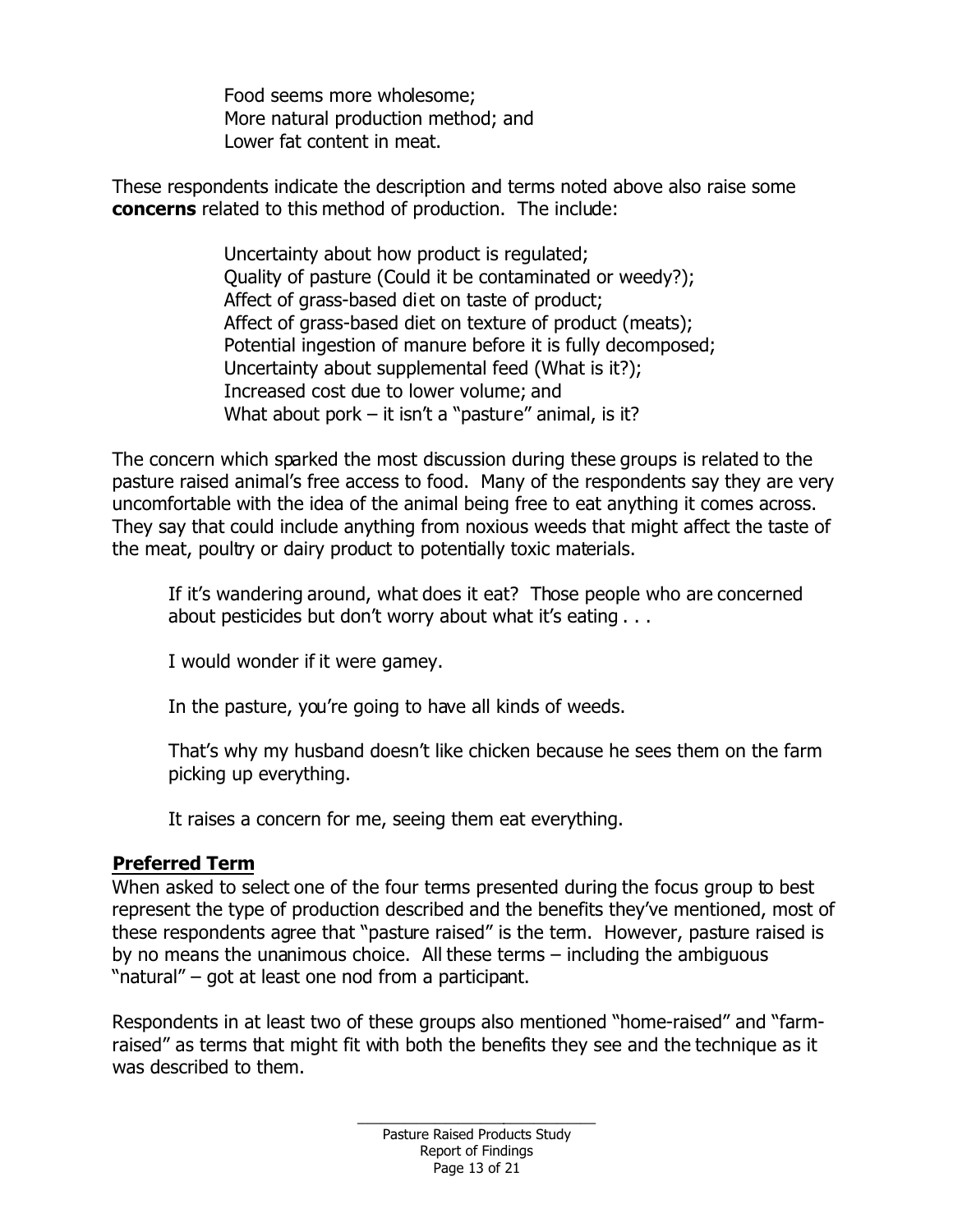Food seems more wholesome;
More natural production method; and
Lower fat content in meat.

These respondents indicate the description and terms noted above also raise some **concerns** related to this method of production. The include:

Uncertainty about how product is regulated;
Quality of pasture (Could it be contaminated or weedy?);
Affect of grass-based diet on taste of product;
Affect of grass-based diet on texture of product (meats);
Potential ingestion of manure before it is fully decomposed;
Uncertainty about supplemental feed (What is it?);
Increased cost due to lower volume; and
What about pork – it isn't a "pasture" animal, is it?

The concern which sparked the most discussion during these groups is related to the pasture raised animal's free access to food. Many of the respondents say they are very uncomfortable with the idea of the animal being free to eat anything it comes across. They say that could include anything from noxious weeds that might affect the taste of the meat, poultry or dairy product to potentially toxic materials.

> If it's wandering around, what does it eat? Those people who are concerned about pesticides but don't worry about what it's eating . . .
>
> I would wonder if it were gamey.
>
> In the pasture, you're going to have all kinds of weeds.
>
> That's why my husband doesn't like chicken because he sees them on the farm picking up everything.
>
> It raises a concern for me, seeing them eat everything.

## Preferred Term

When asked to select one of the four terms presented during the focus group to best represent the type of production described and the benefits they've mentioned, most of these respondents agree that "pasture raised" is the term. However, pasture raised is by no means the unanimous choice. All these terms – including the ambiguous "natural" – got at least one nod from a participant.

Respondents in at least two of these groups also mentioned "home-raised" and "farm-raised" as terms that might fit with both the benefits they see and the technique as it was described to them.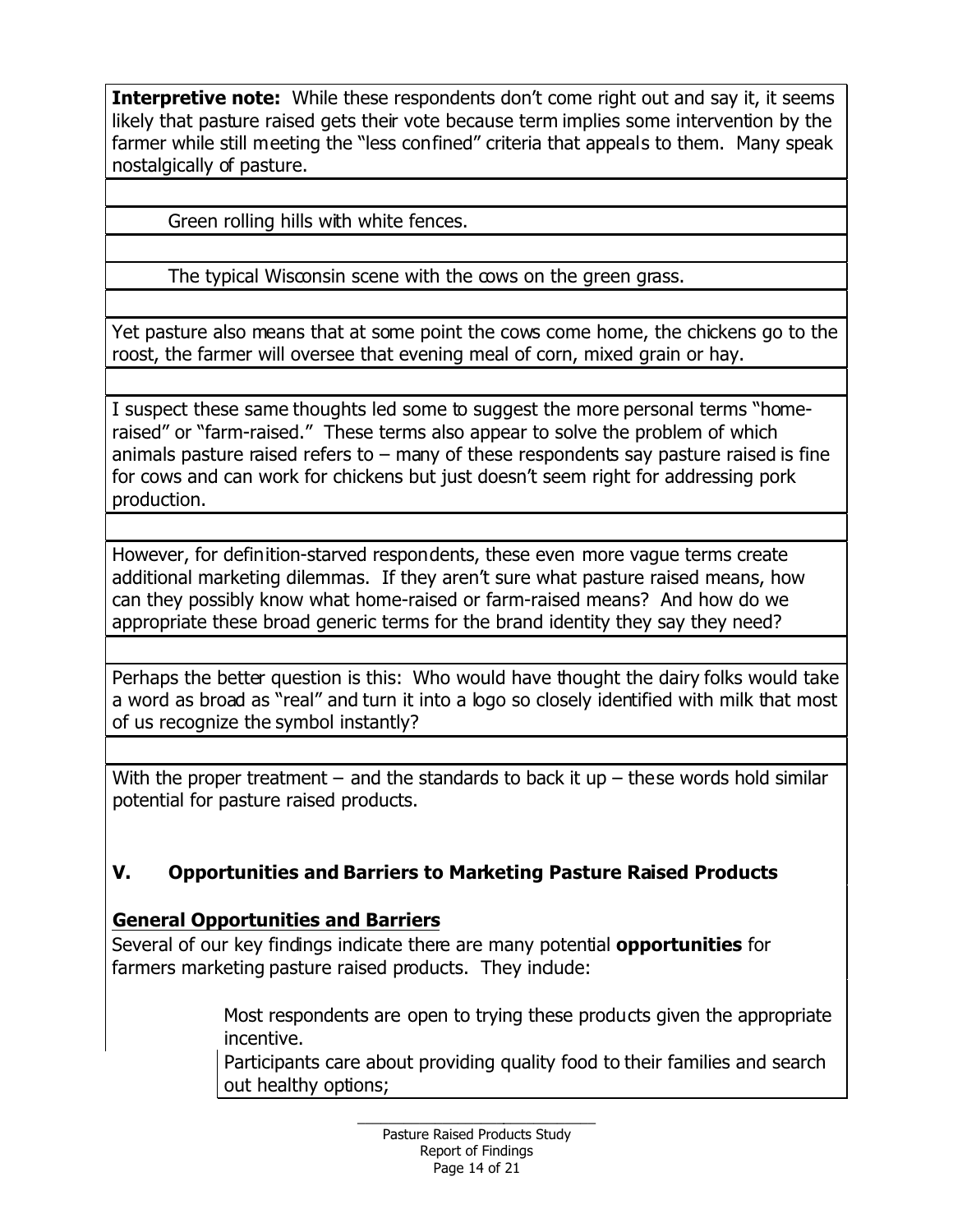**Interpretive note:** While these respondents don't come right out and say it, it seems likely that pasture raised gets their vote because term implies some intervention by the farmer while still meeting the "less confined" criteria that appeals to them. Many speak nostalgically of pasture.

> Green rolling hills with white fences.

> The typical Wisconsin scene with the cows on the green grass.

Yet pasture also means that at some point the cows come home, the chickens go to the roost, the farmer will oversee that evening meal of corn, mixed grain or hay.

I suspect these same thoughts led some to suggest the more personal terms "home-raised" or "farm-raised." These terms also appear to solve the problem of which animals pasture raised refers to – many of these respondents say pasture raised is fine for cows and can work for chickens but just doesn't seem right for addressing pork production.

However, for definition-starved respondents, these even more vague terms create additional marketing dilemmas. If they aren't sure what pasture raised means, how can they possibly know what home-raised or farm-raised means? And how do we appropriate these broad generic terms for the brand identity they say they need?

Perhaps the better question is this: Who would have thought the dairy folks would take a word as broad as "real" and turn it into a logo so closely identified with milk that most of us recognize the symbol instantly?

With the proper treatment – and the standards to back it up – these words hold similar potential for pasture raised products.

## V. Opportunities and Barriers to Marketing Pasture Raised Products

### General Opportunities and Barriers

Several of our key findings indicate there are many potential **opportunities** for farmers marketing pasture raised products. They include:

- Most respondents are open to trying these products given the appropriate incentive.
- Participants care about providing quality food to their families and search out healthy options;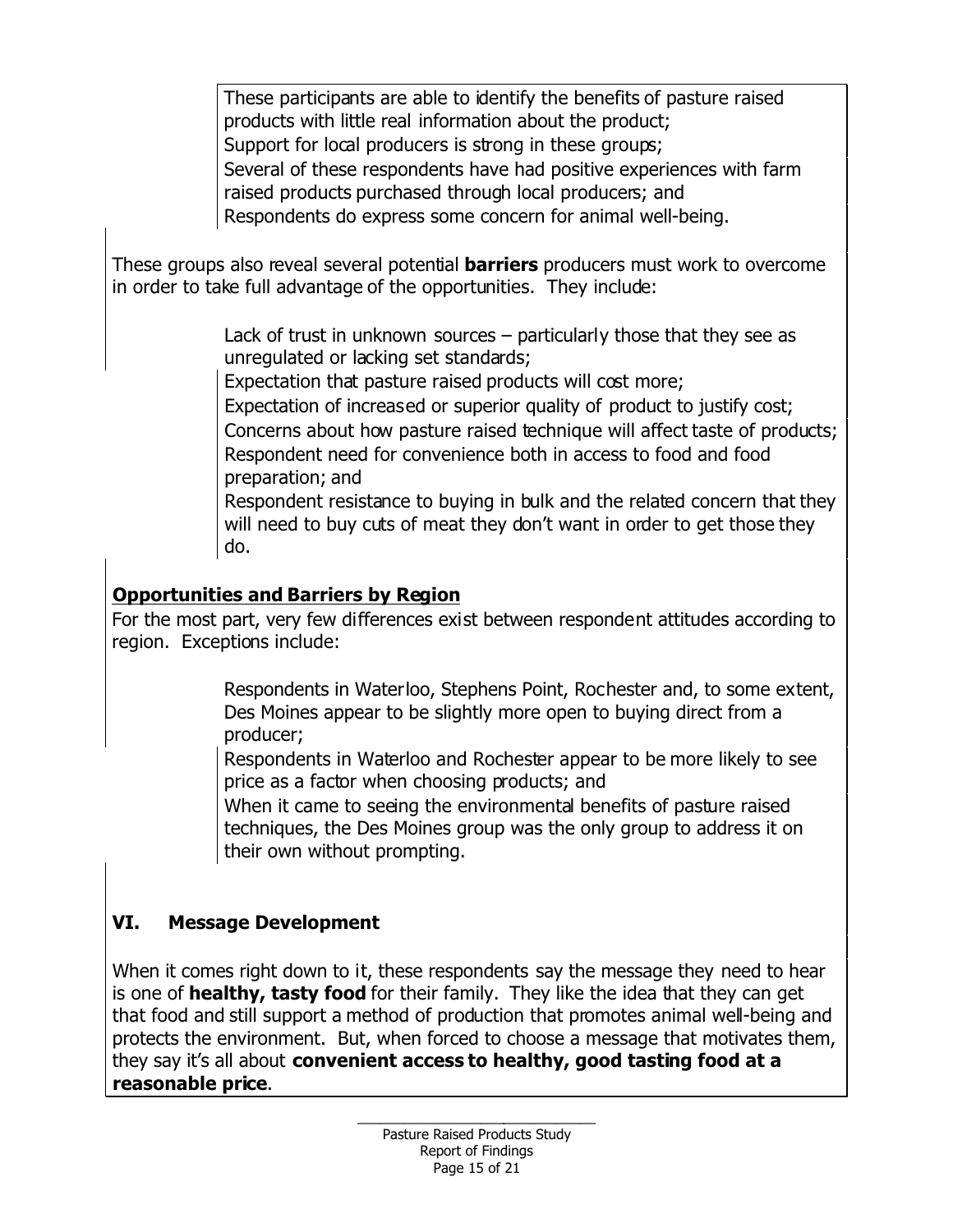- These participants are able to identify the benefits of pasture raised products with little real information about the product;
- Support for local producers is strong in these groups;
- Several of these respondents have had positive experiences with farm raised products purchased through local producers; and
- Respondents do express some concern for animal well-being.

These groups also reveal several potential **barriers** producers must work to overcome in order to take full advantage of the opportunities. They include:

- Lack of trust in unknown sources – particularly those that they see as unregulated or lacking set standards;
- Expectation that pasture raised products will cost more;
- Expectation of increased or superior quality of product to justify cost;
- Concerns about how pasture raised technique will affect taste of products;
- Respondent need for convenience both in access to food and food preparation; and
- Respondent resistance to buying in bulk and the related concern that they will need to buy cuts of meat they don't want in order to get those they do.

**Opportunities and Barriers by Region**

For the most part, very few differences exist between respondent attitudes according to region. Exceptions include:

- Respondents in Waterloo, Stephens Point, Rochester and, to some extent, Des Moines appear to be slightly more open to buying direct from a producer;
- Respondents in Waterloo and Rochester appear to be more likely to see price as a factor when choosing products; and
- When it came to seeing the environmental benefits of pasture raised techniques, the Des Moines group was the only group to address it on their own without prompting.

## VI. Message Development

When it comes right down to it, these respondents say the message they need to hear is one of **healthy, tasty food** for their family. They like the idea that they can get that food and still support a method of production that promotes animal well-being and protects the environment. But, when forced to choose a message that motivates them, they say it's all about **convenient access to healthy, good tasting food at a reasonable price**.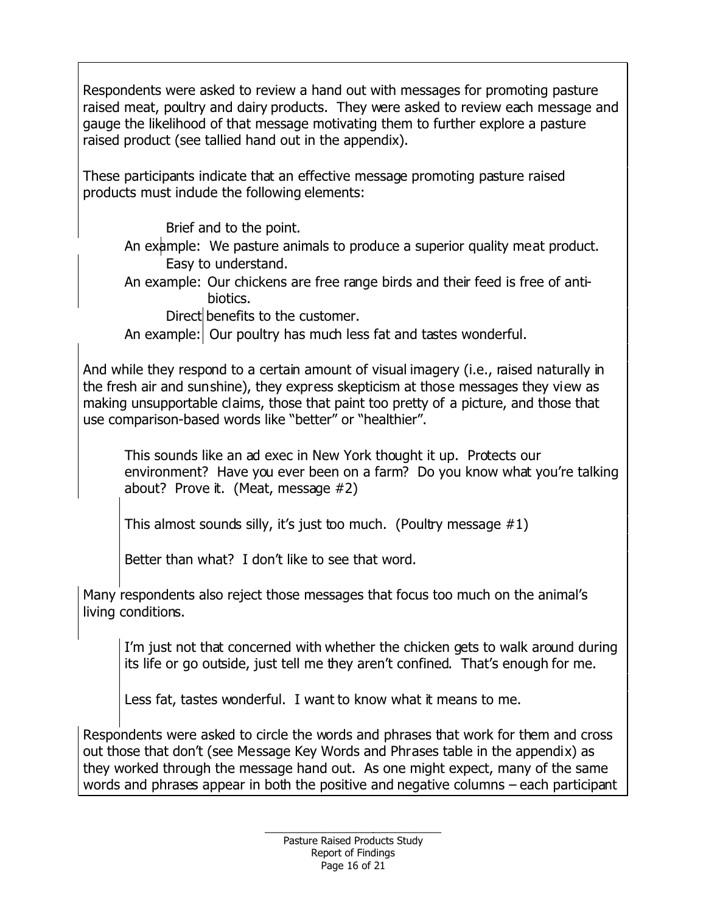Respondents were asked to review a hand out with messages for promoting pasture raised meat, poultry and dairy products. They were asked to review each message and gauge the likelihood of that message motivating them to further explore a pasture raised product (see tallied hand out in the appendix).

These participants indicate that an effective message promoting pasture raised products must include the following elements:

Brief and to the point.
An example: We pasture animals to produce a superior quality meat product.

Easy to understand.
An example: Our chickens are free range birds and their feed is free of anti-biotics.

Direct benefits to the customer.
An example: Our poultry has much less fat and tastes wonderful.

And while they respond to a certain amount of visual imagery (i.e., raised naturally in the fresh air and sunshine), they express skepticism at those messages they view as making unsupportable claims, those that paint too pretty of a picture, and those that use comparison-based words like "better" or "healthier".

> This sounds like an ad exec in New York thought it up. Protects our environment? Have you ever been on a farm? Do you know what you're talking about? Prove it. (Meat, message #2)
>
> This almost sounds silly, it's just too much. (Poultry message #1)
>
> Better than what? I don't like to see that word.

Many respondents also reject those messages that focus too much on the animal's living conditions.

> I'm just not that concerned with whether the chicken gets to walk around during its life or go outside, just tell me they aren't confined. That's enough for me.
>
> Less fat, tastes wonderful. I want to know what it means to me.

Respondents were asked to circle the words and phrases that work for them and cross out those that don't (see Message Key Words and Phrases table in the appendix) as they worked through the message hand out. As one might expect, many of the same words and phrases appear in both the positive and negative columns – each participant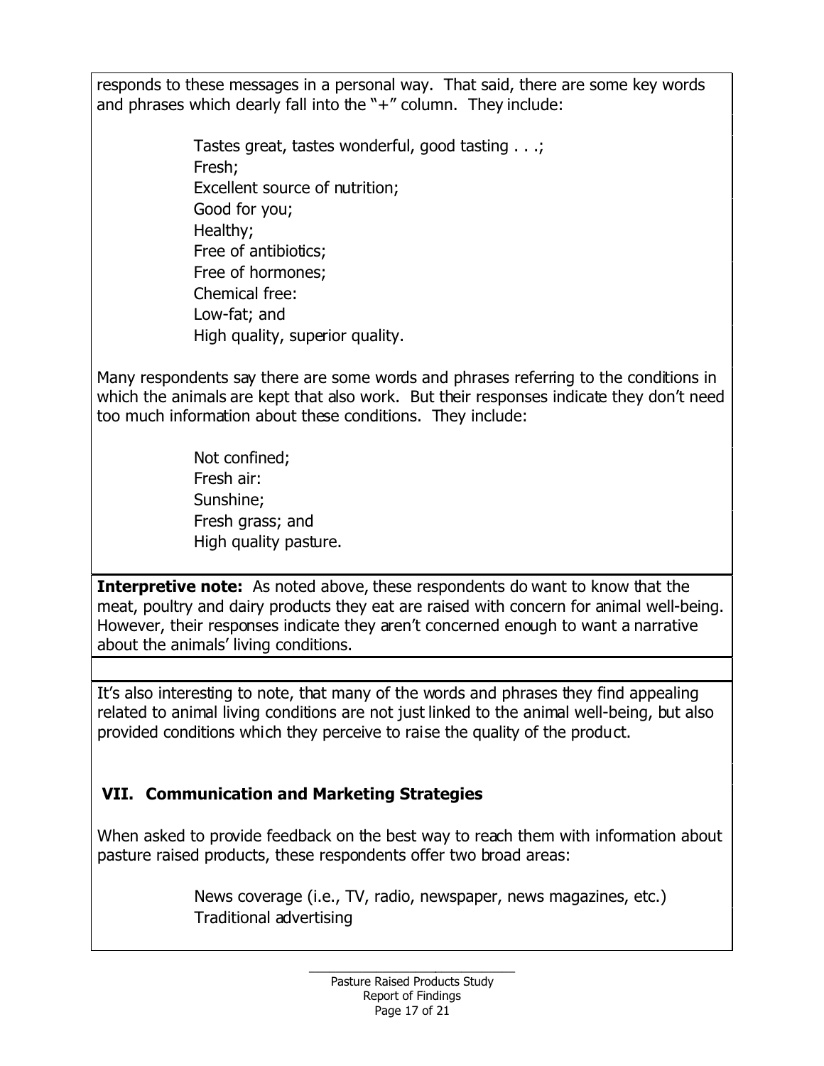responds to these messages in a personal way. That said, there are some key words and phrases which clearly fall into the "+" column. They include:

Tastes great, tastes wonderful, good tasting . . .;
Fresh;
Excellent source of nutrition;
Good for you;
Healthy;
Free of antibiotics;
Free of hormones;
Chemical free:
Low-fat; and
High quality, superior quality.

Many respondents say there are some words and phrases referring to the conditions in which the animals are kept that also work. But their responses indicate they don't need too much information about these conditions. They include:

Not confined;
Fresh air:
Sunshine;
Fresh grass; and
High quality pasture.

**Interpretive note:** As noted above, these respondents do want to know that the meat, poultry and dairy products they eat are raised with concern for animal well-being. However, their responses indicate they aren't concerned enough to want a narrative about the animals' living conditions.

It's also interesting to note, that many of the words and phrases they find appealing related to animal living conditions are not just linked to the animal well-being, but also provided conditions which they perceive to raise the quality of the product.

## VII. Communication and Marketing Strategies

When asked to provide feedback on the best way to reach them with information about pasture raised products, these respondents offer two broad areas:

News coverage (i.e., TV, radio, newspaper, news magazines, etc.)
Traditional advertising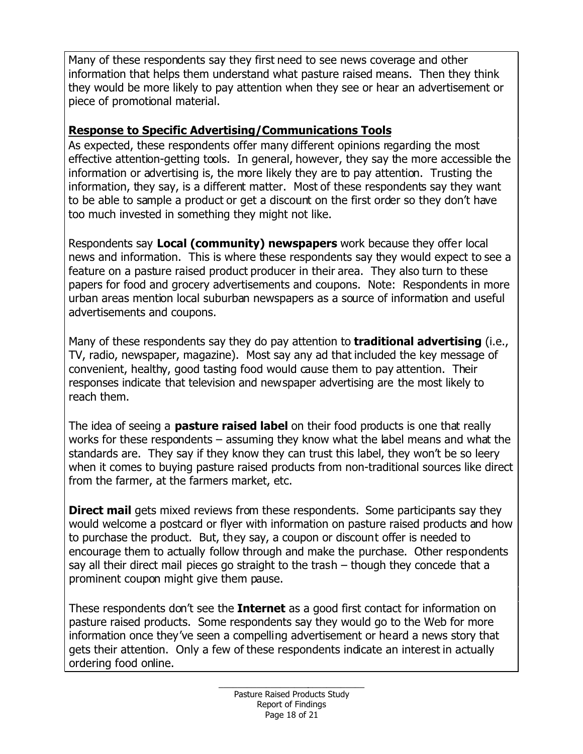Many of these respondents say they first need to see news coverage and other information that helps them understand what pasture raised means. Then they think they would be more likely to pay attention when they see or hear an advertisement or piece of promotional material.

**Response to Specific Advertising/Communications Tools**

As expected, these respondents offer many different opinions regarding the most effective attention-getting tools. In general, however, they say the more accessible the information or advertising is, the more likely they are to pay attention. Trusting the information, they say, is a different matter. Most of these respondents say they want to be able to sample a product or get a discount on the first order so they don't have too much invested in something they might not like.

Respondents say **Local (community) newspapers** work because they offer local news and information. This is where these respondents say they would expect to see a feature on a pasture raised product producer in their area. They also turn to these papers for food and grocery advertisements and coupons. Note: Respondents in more urban areas mention local suburban newspapers as a source of information and useful advertisements and coupons.

Many of these respondents say they do pay attention to **traditional advertising** (i.e., TV, radio, newspaper, magazine). Most say any ad that included the key message of convenient, healthy, good tasting food would cause them to pay attention. Their responses indicate that television and newspaper advertising are the most likely to reach them.

The idea of seeing a **pasture raised label** on their food products is one that really works for these respondents – assuming they know what the label means and what the standards are. They say if they know they can trust this label, they won't be so leery when it comes to buying pasture raised products from non-traditional sources like direct from the farmer, at the farmers market, etc.

**Direct mail** gets mixed reviews from these respondents. Some participants say they would welcome a postcard or flyer with information on pasture raised products and how to purchase the product. But, they say, a coupon or discount offer is needed to encourage them to actually follow through and make the purchase. Other respondents say all their direct mail pieces go straight to the trash – though they concede that a prominent coupon might give them pause.

These respondents don't see the **Internet** as a good first contact for information on pasture raised products. Some respondents say they would go to the Web for more information once they've seen a compelling advertisement or heard a news story that gets their attention. Only a few of these respondents indicate an interest in actually ordering food online.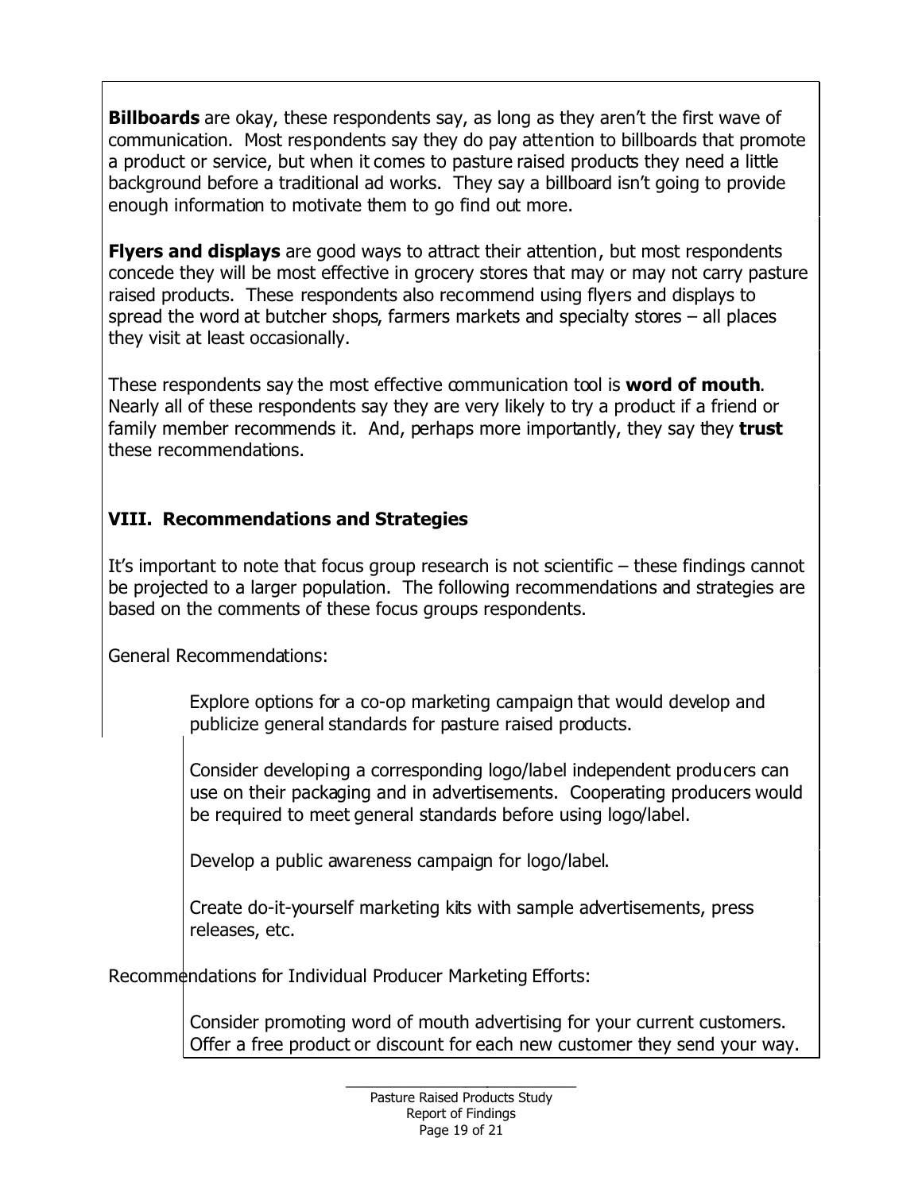**Billboards** are okay, these respondents say, as long as they aren't the first wave of communication. Most respondents say they do pay attention to billboards that promote a product or service, but when it comes to pasture raised products they need a little background before a traditional ad works. They say a billboard isn't going to provide enough information to motivate them to go find out more.

**Flyers and displays** are good ways to attract their attention, but most respondents concede they will be most effective in grocery stores that may or may not carry pasture raised products. These respondents also recommend using flyers and displays to spread the word at butcher shops, farmers markets and specialty stores – all places they visit at least occasionally.

These respondents say the most effective communication tool is **word of mouth**. Nearly all of these respondents say they are very likely to try a product if a friend or family member recommends it. And, perhaps more importantly, they say they **trust** these recommendations.

## VIII. Recommendations and Strategies

It's important to note that focus group research is not scientific – these findings cannot be projected to a larger population. The following recommendations and strategies are based on the comments of these focus groups respondents.

General Recommendations:

- Explore options for a co-op marketing campaign that would develop and publicize general standards for pasture raised products.
- Consider developing a corresponding logo/label independent producers can use on their packaging and in advertisements. Cooperating producers would be required to meet general standards before using logo/label.
- Develop a public awareness campaign for logo/label.
- Create do-it-yourself marketing kits with sample advertisements, press releases, etc.

Recommendations for Individual Producer Marketing Efforts:

- Consider promoting word of mouth advertising for your current customers. Offer a free product or discount for each new customer they send your way.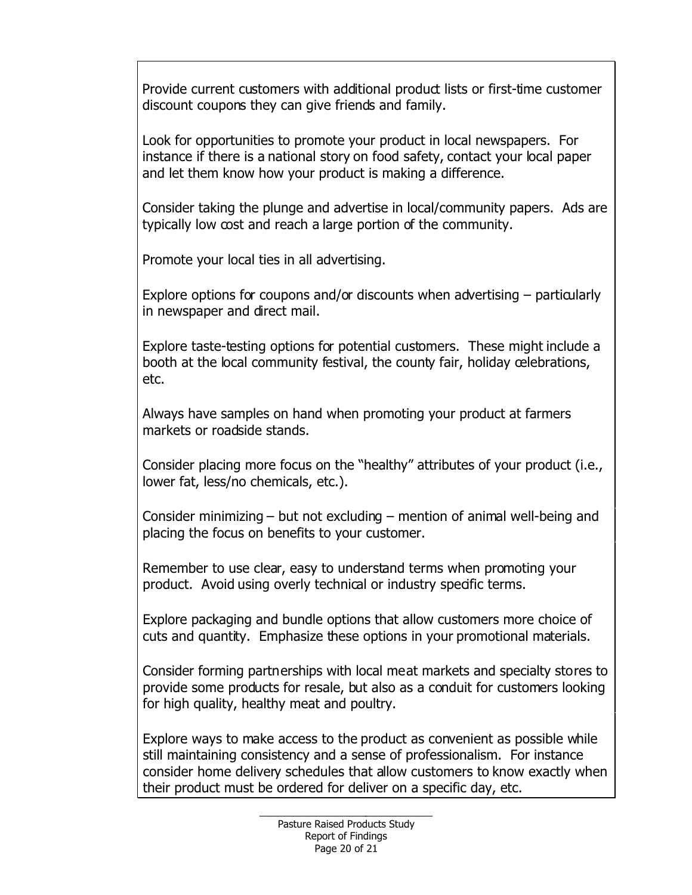Provide current customers with additional product lists or first-time customer discount coupons they can give friends and family.

Look for opportunities to promote your product in local newspapers. For instance if there is a national story on food safety, contact your local paper and let them know how your product is making a difference.

Consider taking the plunge and advertise in local/community papers. Ads are typically low cost and reach a large portion of the community.

Promote your local ties in all advertising.

Explore options for coupons and/or discounts when advertising – particularly in newspaper and direct mail.

Explore taste-testing options for potential customers. These might include a booth at the local community festival, the county fair, holiday celebrations, etc.

Always have samples on hand when promoting your product at farmers markets or roadside stands.

Consider placing more focus on the "healthy" attributes of your product (i.e., lower fat, less/no chemicals, etc.).

Consider minimizing – but not excluding – mention of animal well-being and placing the focus on benefits to your customer.

Remember to use clear, easy to understand terms when promoting your product. Avoid using overly technical or industry specific terms.

Explore packaging and bundle options that allow customers more choice of cuts and quantity. Emphasize these options in your promotional materials.

Consider forming partnerships with local meat markets and specialty stores to provide some products for resale, but also as a conduit for customers looking for high quality, healthy meat and poultry.

Explore ways to make access to the product as convenient as possible while still maintaining consistency and a sense of professionalism. For instance consider home delivery schedules that allow customers to know exactly when their product must be ordered for deliver on a specific day, etc.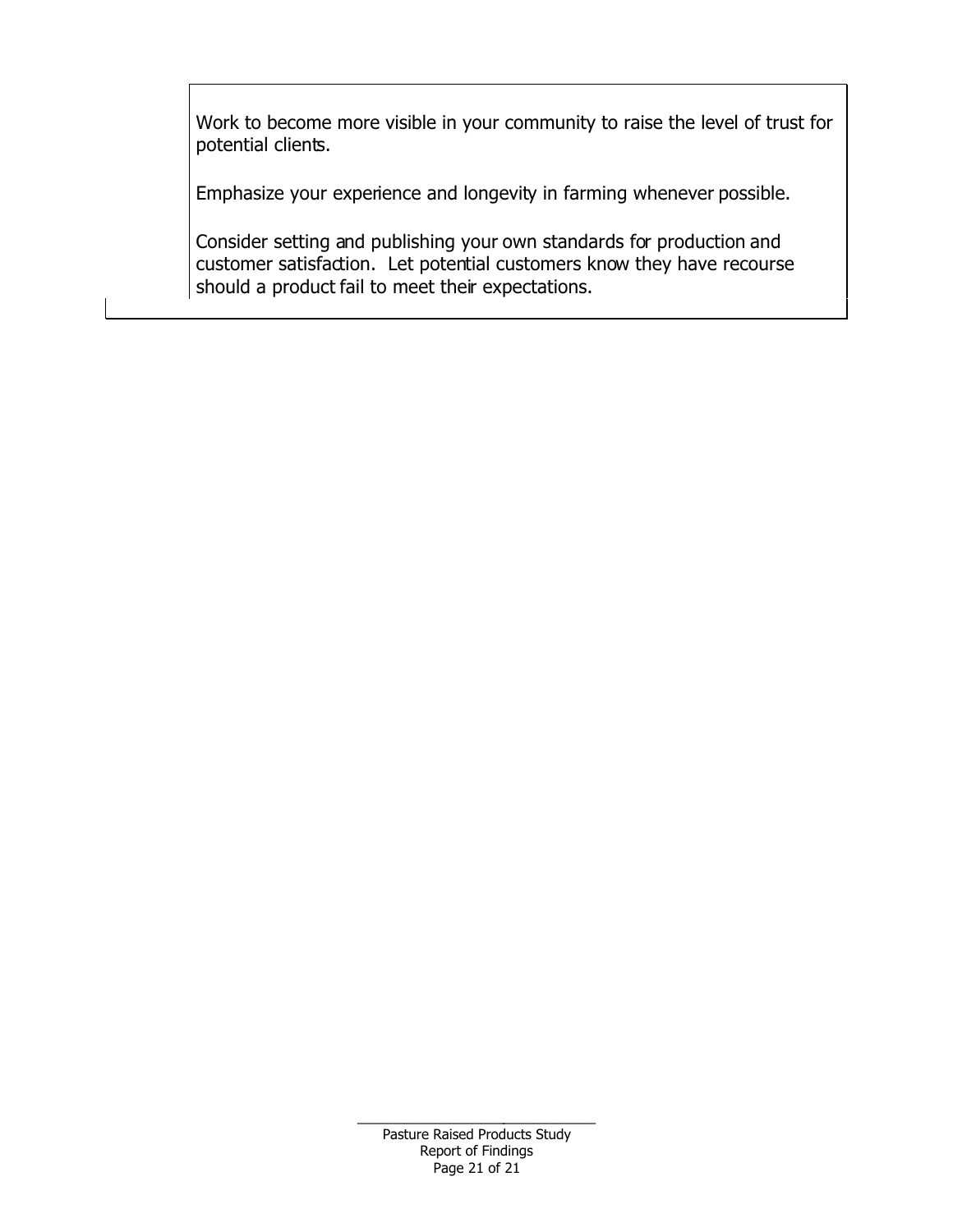Work to become more visible in your community to raise the level of trust for potential clients.

Emphasize your experience and longevity in farming whenever possible.

Consider setting and publishing your own standards for production and customer satisfaction. Let potential customers know they have recourse should a product fail to meet their expectations.